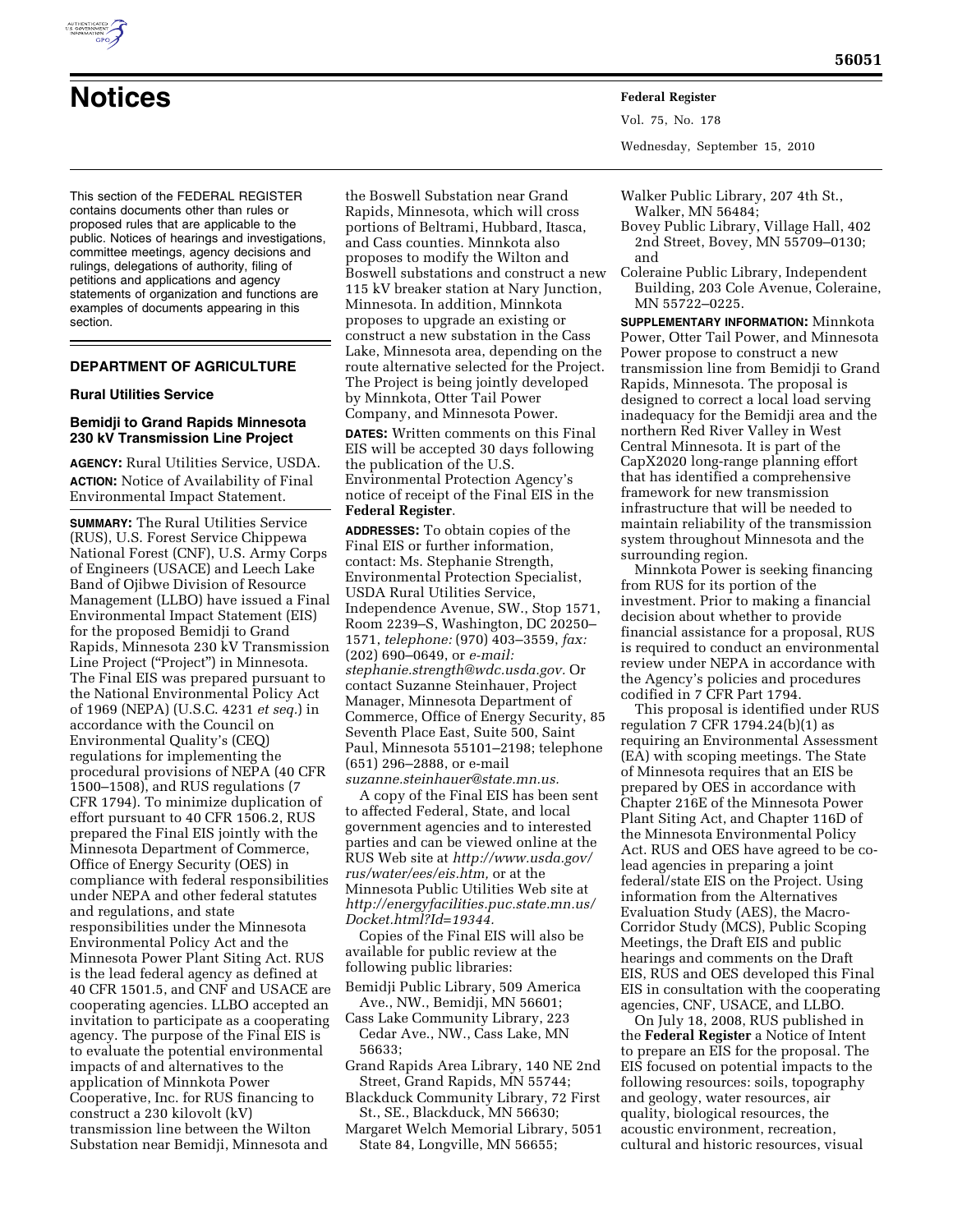# Notices

This section of the FEDERAL REGISTER contains documents other than rules or proposed rules that are applicable to the public. Notices of hearings and investigations, committee meetings, agency decisions and rulings, delegations of authority, filing of petitions and applications and agency statements of organization and functions are examples of documents appearing in this section.

## DEPARTMENT OF AGRICULTURE

### Rural Utilities Service

### Bemidji to Grand Rapids Minnesota 230 kV Transmission Line Project

**AGENCY:** Rural Utilities Service, USDA.

**ACTION:** Notice of Availability of Final Environmental Impact Statement.

**SUMMARY:** The Rural Utilities Service (RUS), U.S. Forest Service Chippewa National Forest (CNF), U.S. Army Corps of Engineers (USACE) and Leech Lake Band of Ojibwe Division of Resource Management (LLBO) have issued a Final Environmental Impact Statement (EIS) for the proposed Bemidji to Grand Rapids, Minnesota 230 kV Transmission Line Project ("Project") in Minnesota. The Final EIS was prepared pursuant to the National Environmental Policy Act of 1969 (NEPA) (U.S.C. 4231 *et seq.*) in accordance with the Council on Environmental Quality's (CEQ) regulations for implementing the procedural provisions of NEPA (40 CFR 1500–1508), and RUS regulations (7 CFR 1794). To minimize duplication of effort pursuant to 40 CFR 1506.2, RUS prepared the Final EIS jointly with the Minnesota Department of Commerce, Office of Energy Security (OES) in compliance with federal responsibilities under NEPA and other federal statutes and regulations, and state responsibilities under the Minnesota Environmental Policy Act and the Minnesota Power Plant Siting Act. RUS is the lead federal agency as defined at 40 CFR 1501.5, and CNF and USACE are cooperating agencies. LLBO accepted an invitation to participate as a cooperating agency. The purpose of the Final EIS is to evaluate the potential environmental impacts of and alternatives to the application of Minnkota Power Cooperative, Inc. for RUS financing to construct a 230 kilovolt (kV) transmission line between the Wilton Substation near Bemidji, Minnesota and the Boswell Substation near Grand Rapids, Minnesota, which will cross portions of Beltrami, Hubbard, Itasca, and Cass counties. Minnkota also proposes to modify the Wilton and Boswell substations and construct a new 115 kV breaker station at Nary Junction, Minnesota. In addition, Minnkota proposes to upgrade an existing or construct a new substation in the Cass Lake, Minnesota area, depending on the route alternative selected for the Project. The Project is being jointly developed by Minnkota, Otter Tail Power Company, and Minnesota Power.

**DATES:** Written comments on this Final EIS will be accepted 30 days following the publication of the U.S. Environmental Protection Agency's notice of receipt of the Final EIS in the **Federal Register**.

**ADDRESSES:** To obtain copies of the Final EIS or further information, contact: Ms. Stephanie Strength, Environmental Protection Specialist, USDA Rural Utilities Service, Independence Avenue, SW., Stop 1571, Room 2239–S, Washington, DC 20250–1571, *telephone:* (970) 403–3559, *fax:* (202) 690–0649, or *e-mail: stephanie.strength@wdc.usda.gov.* Or contact Suzanne Steinhauer, Project Manager, Minnesota Department of Commerce, Office of Energy Security, 85 Seventh Place East, Suite 500, Saint Paul, Minnesota 55101–2198; telephone (651) 296–2888, or e-mail *suzanne.steinhauer@state.mn.us.*

A copy of the Final EIS has been sent to affected Federal, State, and local government agencies and to interested parties and can be viewed online at the RUS Web site at *http://www.usda.gov/rus/water/ees/eis.htm,* or at the Minnesota Public Utilities Web site at *http://energyfacilities.puc.state.mn.us/Docket.html?Id=19344.*

Copies of the Final EIS will also be available for public review at the following public libraries:

- Bemidji Public Library, 509 America Ave., NW., Bemidji, MN 56601;
- Cass Lake Community Library, 223 Cedar Ave., NW., Cass Lake, MN 56633;
- Grand Rapids Area Library, 140 NE 2nd Street, Grand Rapids, MN 55744;
- Blackduck Community Library, 72 First St., SE., Blackduck, MN 56630;
- Margaret Welch Memorial Library, 5051 State 84, Longville, MN 56655;
- Walker Public Library, 207 4th St., Walker, MN 56484;
- Bovey Public Library, Village Hall, 402 2nd Street, Bovey, MN 55709–0130; and
- Coleraine Public Library, Independent Building, 203 Cole Avenue, Coleraine, MN 55722–0225.

**SUPPLEMENTARY INFORMATION:** Minnkota Power, Otter Tail Power, and Minnesota Power propose to construct a new transmission line from Bemidji to Grand Rapids, Minnesota. The proposal is designed to correct a local load serving inadequacy for the Bemidji area and the northern Red River Valley in West Central Minnesota. It is part of the CapX2020 long-range planning effort that has identified a comprehensive framework for new transmission infrastructure that will be needed to maintain reliability of the transmission system throughout Minnesota and the surrounding region.

Minnkota Power is seeking financing from RUS for its portion of the investment. Prior to making a financial decision about whether to provide financial assistance for a proposal, RUS is required to conduct an environmental review under NEPA in accordance with the Agency's policies and procedures codified in 7 CFR Part 1794.

This proposal is identified under RUS regulation 7 CFR 1794.24(b)(1) as requiring an Environmental Assessment (EA) with scoping meetings. The State of Minnesota requires that an EIS be prepared by OES in accordance with Chapter 216E of the Minnesota Power Plant Siting Act, and Chapter 116D of the Minnesota Environmental Policy Act. RUS and OES have agreed to be co-lead agencies in preparing a joint federal/state EIS on the Project. Using information from the Alternatives Evaluation Study (AES), the Macro-Corridor Study (MCS), Public Scoping Meetings, the Draft EIS and public hearings and comments on the Draft EIS, RUS and OES developed this Final EIS in consultation with the cooperating agencies, CNF, USACE, and LLBO.

On July 18, 2008, RUS published in the **Federal Register** a Notice of Intent to prepare an EIS for the proposal. The EIS focused on potential impacts to the following resources: soils, topography and geology, water resources, air quality, biological resources, the acoustic environment, recreation, cultural and historic resources, visual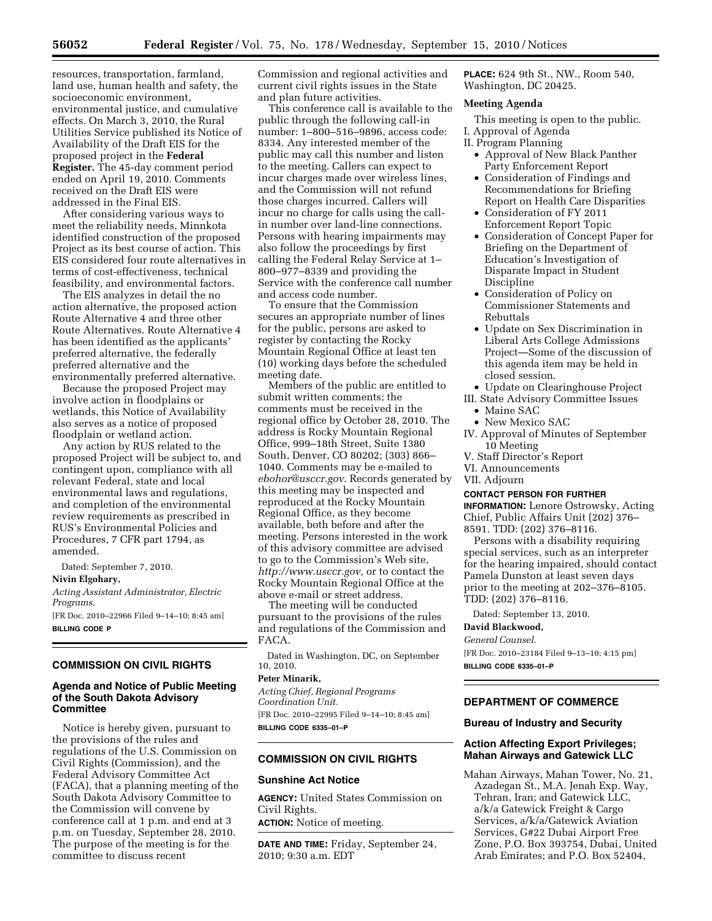resources, transportation, farmland, land use, human health and safety, the socioeconomic environment, environmental justice, and cumulative effects. On March 3, 2010, the Rural Utilities Service published its Notice of Availability of the Draft EIS for the proposed project in the **Federal Register.** The 45-day comment period ended on April 19, 2010. Comments received on the Draft EIS were addressed in the Final EIS.

After considering various ways to meet the reliability needs, Minnkota identified construction of the proposed Project as its best course of action. This EIS considered four route alternatives in terms of cost-effectiveness, technical feasibility, and environmental factors.

The EIS analyzes in detail the no action alternative, the proposed action Route Alternative 4 and three other Route Alternatives. Route Alternative 4 has been identified as the applicants' preferred alternative, the federally preferred alternative and the environmentally preferred alternative.

Because the proposed Project may involve action in floodplains or wetlands, this Notice of Availability also serves as a notice of proposed floodplain or wetland action.

Any action by RUS related to the proposed Project will be subject to, and contingent upon, compliance with all relevant Federal, state and local environmental laws and regulations, and completion of the environmental review requirements as prescribed in RUS's Environmental Policies and Procedures, 7 CFR part 1794, as amended.

Dated: September 7, 2010.

**Nivin Elgohary,**

*Acting Assistant Administrator, Electric Programs.*

[FR Doc. 2010–22966 Filed 9–14–10; 8:45 am]

**BILLING CODE P**

## COMMISSION ON CIVIL RIGHTS

### Agenda and Notice of Public Meeting of the South Dakota Advisory Committee

Notice is hereby given, pursuant to the provisions of the rules and regulations of the U.S. Commission on Civil Rights (Commission), and the Federal Advisory Committee Act (FACA), that a planning meeting of the South Dakota Advisory Committee to the Commission will convene by conference call at 1 p.m. and end at 3 p.m. on Tuesday, September 28, 2010. The purpose of the meeting is for the committee to discuss recent Commission and regional activities and current civil rights issues in the State and plan future activities.

This conference call is available to the public through the following call-in number: 1–800–516–9896, access code: 8334. Any interested member of the public may call this number and listen to the meeting. Callers can expect to incur charges made over wireless lines, and the Commission will not refund those charges incurred. Callers will incur no charge for calls using the call-in number over land-line connections. Persons with hearing impairments may also follow the proceedings by first calling the Federal Relay Service at 1–800–977–8339 and providing the Service with the conference call number and access code number.

To ensure that the Commission secures an appropriate number of lines for the public, persons are asked to register by contacting the Rocky Mountain Regional Office at least ten (10) working days before the scheduled meeting date.

Members of the public are entitled to submit written comments; the comments must be received in the regional office by October 28, 2010. The address is Rocky Mountain Regional Office, 999–18th Street, Suite 1380 South, Denver, CO 80202; (303) 866–1040. Comments may be e-mailed to *ebohor@usccr.gov*. Records generated by this meeting may be inspected and reproduced at the Rocky Mountain Regional Office, as they become available, both before and after the meeting. Persons interested in the work of this advisory committee are advised to go to the Commission's Web site, *http://www.usccr.gov,* or to contact the Rocky Mountain Regional Office at the above e-mail or street address.

The meeting will be conducted pursuant to the provisions of the rules and regulations of the Commission and FACA.

Dated in Washington, DC, on September 10, 2010.

**Peter Minarik,**

*Acting Chief, Regional Programs Coordination Unit.*

[FR Doc. 2010–22995 Filed 9–14–10; 8:45 am]

**BILLING CODE 6335–01–P**

## COMMISSION ON CIVIL RIGHTS

### Sunshine Act Notice

**AGENCY:** United States Commission on Civil Rights.

**ACTION:** Notice of meeting.

**DATE AND TIME:** Friday, September 24, 2010; 9:30 a.m. EDT

**PLACE:** 624 9th St., NW., Room 540, Washington, DC 20425.

**Meeting Agenda**

This meeting is open to the public.

I. Approval of Agenda

II. Program Planning

- Approval of New Black Panther Party Enforcement Report
- Consideration of Findings and Recommendations for Briefing Report on Health Care Disparities
- Consideration of FY 2011 Enforcement Report Topic
- Consideration of Concept Paper for Briefing on the Department of Education's Investigation of Disparate Impact in Student Discipline
- Consideration of Policy on Commissioner Statements and Rebuttals
- Update on Sex Discrimination in Liberal Arts College Admissions Project—Some of the discussion of this agenda item may be held in closed session.
- Update on Clearinghouse Project

III. State Advisory Committee Issues

- Maine SAC
- New Mexico SAC

IV. Approval of Minutes of September 10 Meeting

V. Staff Director's Report

VI. Announcements

VII. Adjourn

**CONTACT PERSON FOR FURTHER INFORMATION:** Lenore Ostrowsky, Acting Chief, Public Affairs Unit (202) 376–8591. TDD: (202) 376–8116.

Persons with a disability requiring special services, such as an interpreter for the hearing impaired, should contact Pamela Dunston at least seven days prior to the meeting at 202–376–8105. TDD: (202) 376–8116.

Dated: September 13, 2010.

**David Blackwood,**

*General Counsel.*

[FR Doc. 2010–23184 Filed 9–13–10; 4:15 pm]

**BILLING CODE 6335–01–P**

## DEPARTMENT OF COMMERCE

### Bureau of Industry and Security

### Action Affecting Export Privileges; Mahan Airways and Gatewick LLC

Mahan Airways, Mahan Tower, No. 21, Azadegan St., M.A. Jenah Exp. Way, Tehran, Iran; and Gatewick LLC, a/k/a Gatewick Freight & Cargo Services, a/k/a/Gatewick Aviation Services, G#22 Dubai Airport Free Zone, P.O. Box 393754, Dubai, United Arab Emirates; and P.O. Box 52404,